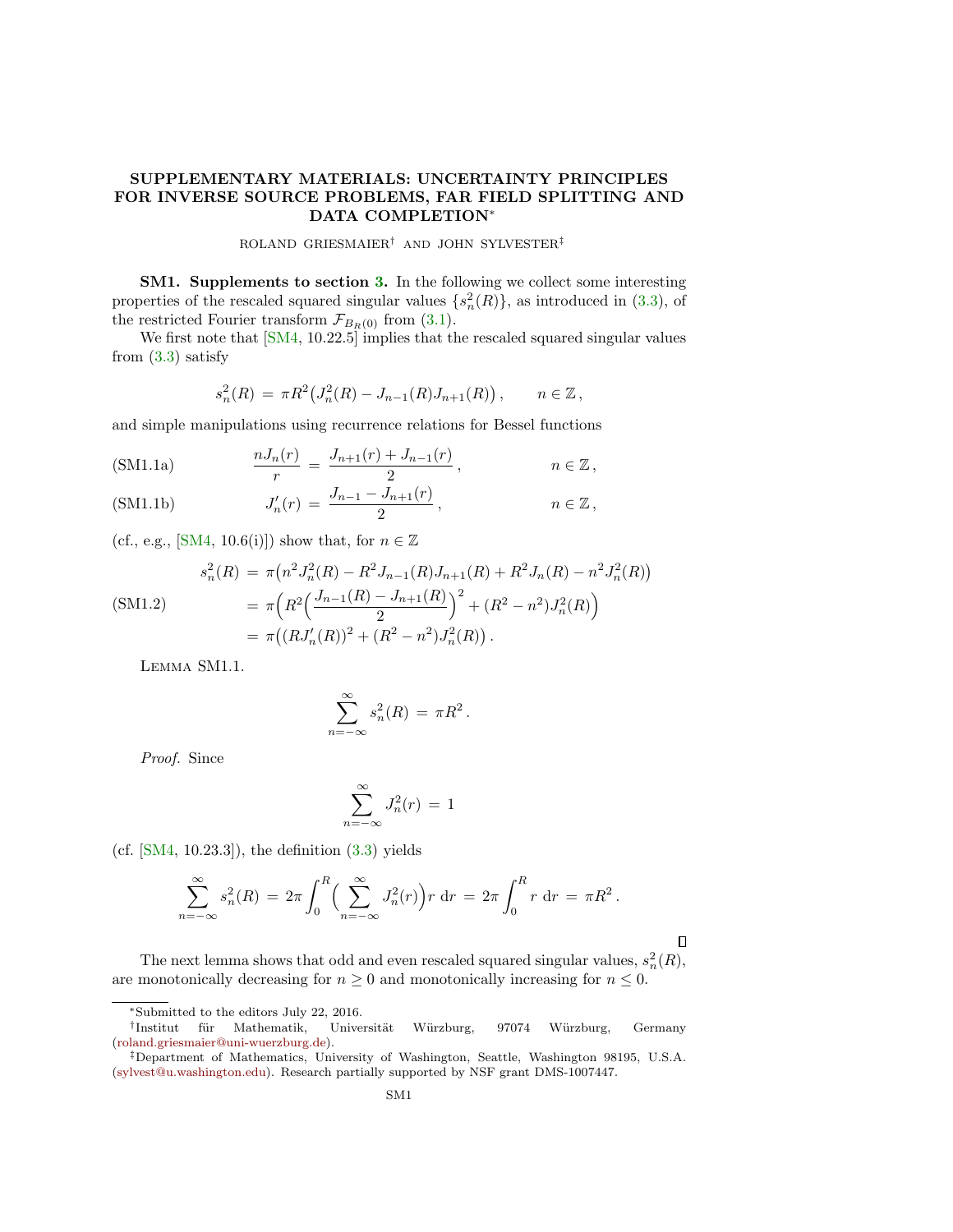# SUPPLEMENTARY MATERIALS: UNCERTAINTY PRINCIPLES FOR INVERSE SOURCE PROBLEMS, FAR FIELD SPLITTING AND DATA COMPLETION*

ROLAND GRIESMAIER[†] AND JOHN SYLVESTER[‡]

**SM1. Supplements to section 3.** In the following we collect some interesting properties of the rescaled squared singular values $\{s_n^2(R)\}$, as introduced in (3.3), of the restricted Fourier transform $\mathcal{F}_{B_R(0)}$ from (3.1).

We first note that [SM4, 10.22.5] implies that the rescaled squared singular values from (3.3) satisfy

$$s_n^2(R) \,=\, \pi R^2\big(J_n^2(R) - J_{n-1}(R)J_{n+1}(R)\big)\,, \qquad n \in \mathbb{Z}\,,$$

and simple manipulations using recurrence relations for Bessel functions

$$\frac{nJ_n(r)}{r} \,=\, \frac{J_{n+1}(r) + J_{n-1}(r)}{2}\,, \qquad n \in \mathbb{Z}\,, \tag{SM1.1a}$$

$$J_n'(r) \,=\, \frac{J_{n-1} - J_{n+1}(r)}{2}\,, \qquad n \in \mathbb{Z}\,, \tag{SM1.1b}$$

(cf., e.g., [SM4, 10.6(i)]) show that, for $n \in \mathbb{Z}$

$$\begin{aligned} s_n^2(R) \,&=\, \pi\big(n^2 J_n^2(R) - R^2 J_{n-1}(R)J_{n+1}(R) + R^2 J_n(R) - n^2 J_n^2(R)\big) \\ &=\, \pi\Big(R^2\Big(\frac{J_{n-1}(R) - J_{n+1}(R)}{2}\Big)^2 + (R^2 - n^2)J_n^2(R)\Big) \\ &=\, \pi\big((RJ_n'(R))^2 + (R^2 - n^2)J_n^2(R)\big)\,. \end{aligned} \tag{SM1.2}$$

LEMMA SM1.1.

$$\sum_{n=-\infty}^{\infty} s_n^2(R) \,=\, \pi R^2\,.$$

*Proof.* Since

$$\sum_{n=-\infty}^{\infty} J_n^2(r) \,=\, 1$$

(cf. [SM4, 10.23.3]), the definition (3.3) yields

$$\sum_{n=-\infty}^{\infty} s_n^2(R) \,=\, 2\pi\int_0^R \Big(\sum_{n=-\infty}^{\infty} J_n^2(r)\Big) r \;\mathrm{d}r \,=\, 2\pi\int_0^R r \;\mathrm{d}r \,=\, \pi R^2\,.$$

∎

The next lemma shows that odd and even rescaled squared singular values, $s_n^2(R)$, are monotonically decreasing for $n \geq 0$ and monotonically increasing for $n \leq 0$.

---

*Submitted to the editors July 22, 2016.

[†]Institut für Mathematik, Universität Würzburg, 97074 Würzburg, Germany (roland.griesmaier@uni-wuerzburg.de).

[‡]Department of Mathematics, University of Washington, Seattle, Washington 98195, U.S.A. (sylvest@u.washington.edu). Research partially supported by NSF grant DMS-1007447.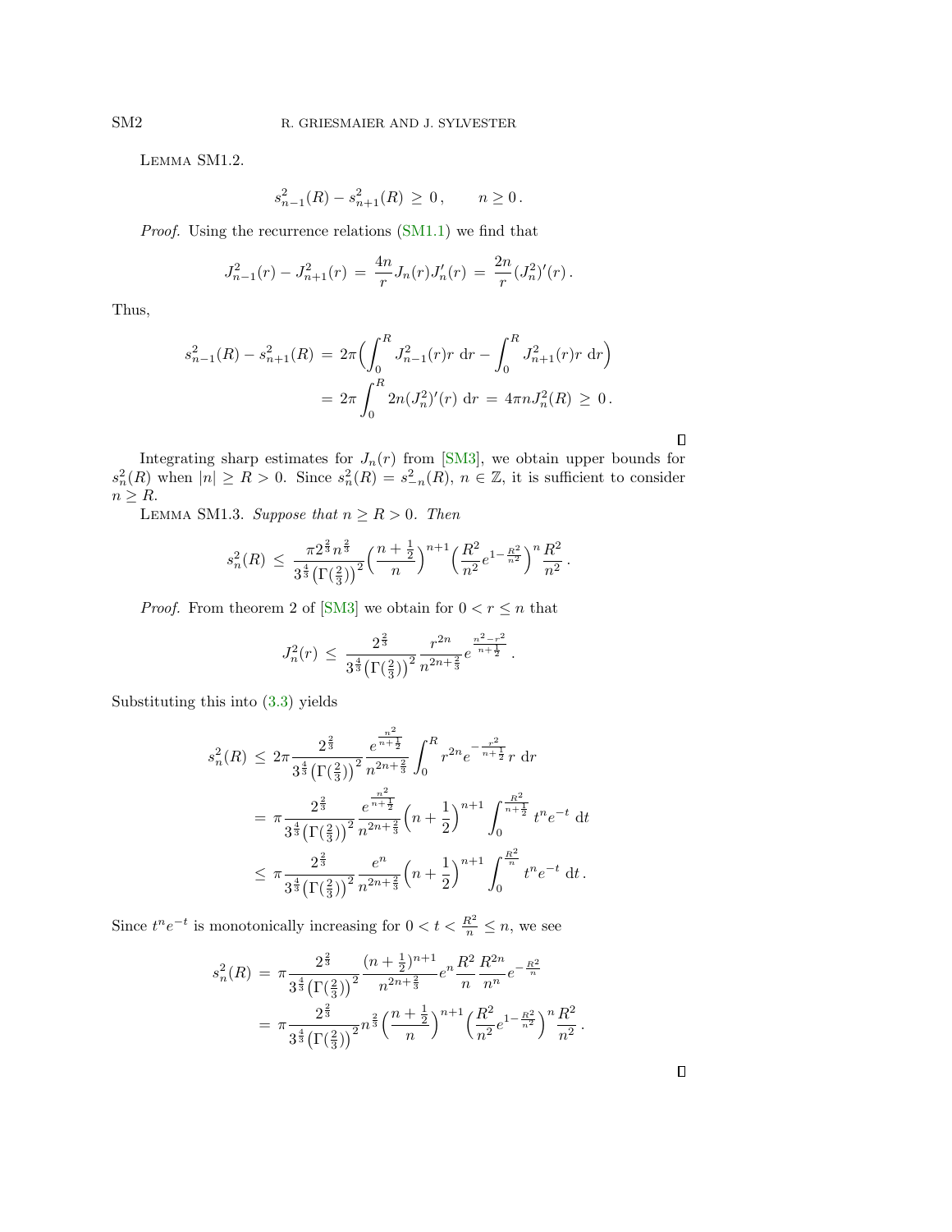Lemma SM1.2.

$$s_{n-1}^2(R) - s_{n+1}^2(R) \,\geq\, 0\,, \qquad n \geq 0\,.$$

*Proof.* Using the recurrence relations (SM1.1) we find that

$$J_{n-1}^2(r) - J_{n+1}^2(r) \,=\, \frac{4n}{r} J_n(r) J_n'(r) \,=\, \frac{2n}{r}(J_n^2)'(r)\,.$$

Thus,

$$\begin{aligned}
s_{n-1}^2(R) - s_{n+1}^2(R) \,&=\, 2\pi\Big(\int_0^R J_{n-1}^2(r) r \,\mathrm{d}r - \int_0^R J_{n+1}^2(r) r \,\mathrm{d}r\Big)\\
&=\, 2\pi \int_0^R 2n(J_n^2)'(r) \,\mathrm{d}r \,=\, 4\pi n J_n^2(R) \,\geq\, 0\,.
\end{aligned}$$

∎

Integrating sharp estimates for $J_n(r)$ from [SM3], we obtain upper bounds for $s_n^2(R)$ when $|n| \geq R > 0$. Since $s_n^2(R) = s_{-n}^2(R)$, $n \in \mathbb{Z}$, it is sufficient to consider $n \geq R$.

Lemma SM1.3. *Suppose that $n \geq R > 0$. Then*

$$s_n^2(R) \,\leq\, \frac{\pi 2^{\frac{2}{3}} n^{\frac{2}{3}}}{3^{\frac{4}{3}}\big(\Gamma(\frac{2}{3})\big)^2}\Big(\frac{n+\frac{1}{2}}{n}\Big)^{n+1}\Big(\frac{R^2}{n^2}e^{1-\frac{R^2}{n^2}}\Big)^n \frac{R^2}{n^2}\,.$$

*Proof.* From theorem 2 of [SM3] we obtain for $0 < r \leq n$ that

$$J_n^2(r) \,\leq\, \frac{2^{\frac{2}{3}}}{3^{\frac{4}{3}}\big(\Gamma(\frac{2}{3})\big)^2} \frac{r^{2n}}{n^{2n+\frac{2}{3}}} e^{\frac{n^2-r^2}{n+\frac{1}{2}}}\,.$$

Substituting this into (3.3) yields

$$\begin{aligned}
s_n^2(R) \,&\leq\, 2\pi \frac{2^{\frac{2}{3}}}{3^{\frac{4}{3}}\big(\Gamma(\frac{2}{3})\big)^2} \frac{e^{\frac{n^2}{n+\frac{1}{2}}}}{n^{2n+\frac{2}{3}}} \int_0^R r^{2n} e^{-\frac{r^2}{n+\frac{1}{2}}} r \,\mathrm{d}r\\
&=\, \pi \frac{2^{\frac{2}{3}}}{3^{\frac{4}{3}}\big(\Gamma(\frac{2}{3})\big)^2} \frac{e^{\frac{n^2}{n+\frac{1}{2}}}}{n^{2n+\frac{2}{3}}} \Big(n+\frac{1}{2}\Big)^{n+1} \int_0^{\frac{R^2}{n+\frac{1}{2}}} t^n e^{-t} \,\mathrm{d}t\\
&\leq\, \pi \frac{2^{\frac{2}{3}}}{3^{\frac{4}{3}}\big(\Gamma(\frac{2}{3})\big)^2} \frac{e^{n}}{n^{2n+\frac{2}{3}}} \Big(n+\frac{1}{2}\Big)^{n+1} \int_0^{\frac{R^2}{n}} t^n e^{-t} \,\mathrm{d}t\,.
\end{aligned}$$

Since $t^n e^{-t}$ is monotonically increasing for $0 < t < \frac{R^2}{n} \leq n$, we see

$$\begin{aligned}
s_n^2(R) \,&=\, \pi \frac{2^{\frac{2}{3}}}{3^{\frac{4}{3}}\big(\Gamma(\frac{2}{3})\big)^2} \frac{(n+\frac{1}{2})^{n+1}}{n^{2n+\frac{2}{3}}} e^n \frac{R^2}{n} \frac{R^{2n}}{n^n} e^{-\frac{R^2}{n}}\\
&=\, \pi \frac{2^{\frac{2}{3}}}{3^{\frac{4}{3}}\big(\Gamma(\frac{2}{3})\big)^2} n^{\frac{2}{3}} \Big(\frac{n+\frac{1}{2}}{n}\Big)^{n+1}\Big(\frac{R^2}{n^2}e^{1-\frac{R^2}{n^2}}\Big)^n \frac{R^2}{n^2}\,.
\end{aligned}$$

∎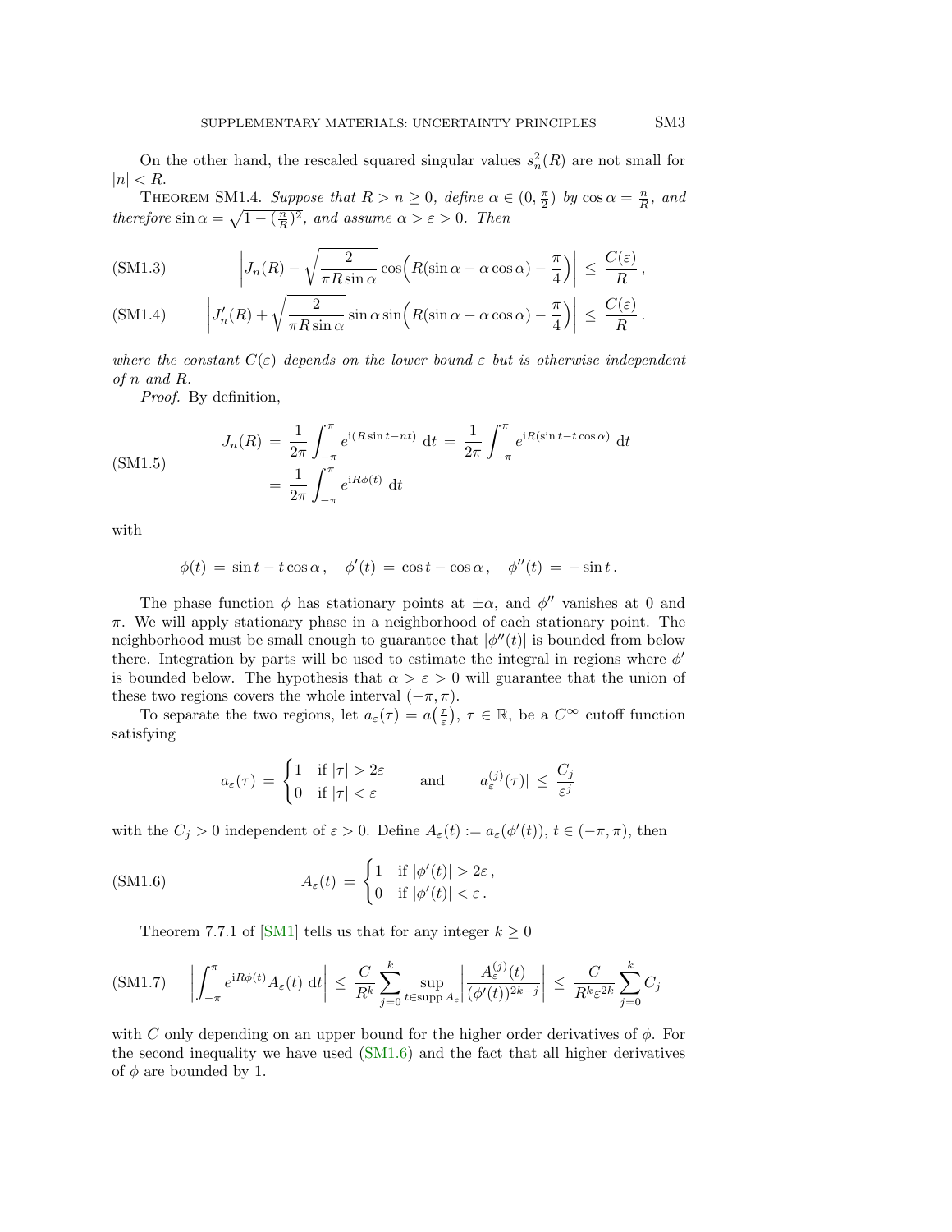On the other hand, the rescaled squared singular values $s_n^2(R)$ are not small for $|n| < R$.

THEOREM SM1.4. *Suppose that $R > n \geq 0$, define $\alpha \in (0, \frac{\pi}{2})$ by $\cos\alpha = \frac{n}{R}$, and therefore $\sin\alpha = \sqrt{1 - (\frac{n}{R})^2}$, and assume $\alpha > \varepsilon > 0$. Then*

$$\left| J_n(R) - \sqrt{\frac{2}{\pi R \sin\alpha}} \cos\Big(R(\sin\alpha - \alpha\cos\alpha) - \frac{\pi}{4}\Big) \right| \;\leq\; \frac{C(\varepsilon)}{R}\,, \tag{SM1.3}$$

$$\left| J_n'(R) + \sqrt{\frac{2}{\pi R \sin\alpha}} \sin\alpha \sin\Big(R(\sin\alpha - \alpha\cos\alpha) - \frac{\pi}{4}\Big) \right| \;\leq\; \frac{C(\varepsilon)}{R}\,. \tag{SM1.4}$$

*where the constant $C(\varepsilon)$ depends on the lower bound $\varepsilon$ but is otherwise independent of $n$ and $R$.*

*Proof.* By definition,

$$\begin{aligned} J_n(R) \;&=\; \frac{1}{2\pi}\int_{-\pi}^{\pi} e^{\mathrm{i}(R\sin t - nt)}\;\mathrm{d}t \;=\; \frac{1}{2\pi}\int_{-\pi}^{\pi} e^{\mathrm{i}R(\sin t - t\cos\alpha)}\;\mathrm{d}t \\ &=\; \frac{1}{2\pi}\int_{-\pi}^{\pi} e^{\mathrm{i}R\phi(t)}\;\mathrm{d}t \end{aligned} \tag{SM1.5}$$

with

$$\phi(t) \;=\; \sin t - t\cos\alpha\,, \quad \phi'(t) \;=\; \cos t - \cos\alpha\,, \quad \phi''(t) \;=\; -\sin t\,.$$

The phase function $\phi$ has stationary points at $\pm\alpha$, and $\phi''$ vanishes at 0 and $\pi$. We will apply stationary phase in a neighborhood of each stationary point. The neighborhood must be small enough to guarantee that $|\phi''(t)|$ is bounded from below there. Integration by parts will be used to estimate the integral in regions where $\phi'$ is bounded below. The hypothesis that $\alpha > \varepsilon > 0$ will guarantee that the union of these two regions covers the whole interval $(-\pi, \pi)$.

To separate the two regions, let $a_\varepsilon(\tau) = a\big(\frac{\tau}{\varepsilon}\big)$, $\tau \in \mathbb{R}$, be a $C^\infty$ cutoff function satisfying

$$a_\varepsilon(\tau) \;=\; \begin{cases} 1 & \text{if } |\tau| > 2\varepsilon \\ 0 & \text{if } |\tau| < \varepsilon \end{cases} \qquad \text{and} \qquad |a_\varepsilon^{(j)}(\tau)| \;\leq\; \frac{C_j}{\varepsilon^j}$$

with the $C_j > 0$ independent of $\varepsilon > 0$. Define $A_\varepsilon(t) := a_\varepsilon(\phi'(t))$, $t \in (-\pi, \pi)$, then

$$A_\varepsilon(t) \;=\; \begin{cases} 1 & \text{if } |\phi'(t)| > 2\varepsilon\,, \\ 0 & \text{if } |\phi'(t)| < \varepsilon\,. \end{cases} \tag{SM1.6}$$

Theorem 7.7.1 of [SM1] tells us that for any integer $k \geq 0$

$$\left| \int_{-\pi}^{\pi} e^{\mathrm{i}R\phi(t)} A_\varepsilon(t)\;\mathrm{d}t \right| \;\leq\; \frac{C}{R^k}\sum_{j=0}^{k} \sup_{t\in\operatorname{supp} A_\varepsilon} \left| \frac{A_\varepsilon^{(j)}(t)}{(\phi'(t))^{2k-j}} \right| \;\leq\; \frac{C}{R^k\varepsilon^{2k}}\sum_{j=0}^{k} C_j \tag{SM1.7}$$

with $C$ only depending on an upper bound for the higher order derivatives of $\phi$. For the second inequality we have used (SM1.6) and the fact that all higher derivatives of $\phi$ are bounded by 1.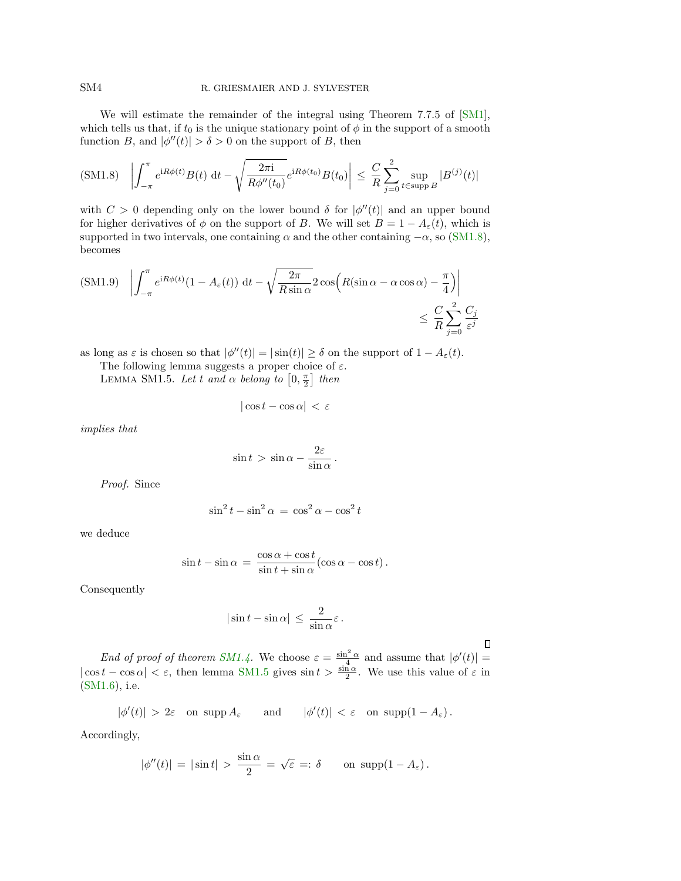We will estimate the remainder of the integral using Theorem 7.7.5 of [SM1], which tells us that, if $t_0$ is the unique stationary point of $\phi$ in the support of a smooth function $B$, and $|\phi''(t)| > \delta > 0$ on the support of $B$, then

$$\left| \int_{-\pi}^{\pi} e^{\mathrm{i}R\phi(t)} B(t) \,\mathrm{d}t - \sqrt{\frac{2\pi \mathrm{i}}{R\phi''(t_0)}} e^{\mathrm{i}R\phi(t_0)} B(t_0) \right| \le \frac{C}{R} \sum_{j=0}^{2} \sup_{t \in \operatorname{supp} B} |B^{(j)}(t)| \tag{SM1.8}$$

with $C > 0$ depending only on the lower bound $\delta$ for $|\phi''(t)|$ and an upper bound for higher derivatives of $\phi$ on the support of $B$. We will set $B = 1 - A_\varepsilon(t)$, which is supported in two intervals, one containing $\alpha$ and the other containing $-\alpha$, so (SM1.8), becomes

$$\left| \int_{-\pi}^{\pi} e^{\mathrm{i}R\phi(t)} (1 - A_\varepsilon(t)) \,\mathrm{d}t - \sqrt{\frac{2\pi}{R \sin \alpha}} 2 \cos\Big(R(\sin\alpha - \alpha\cos\alpha) - \frac{\pi}{4}\Big) \right| \le \frac{C}{R} \sum_{j=0}^{2} \frac{C_j}{\varepsilon^j} \tag{SM1.9}$$

as long as $\varepsilon$ is chosen so that $|\phi''(t)| = |\sin(t)| \ge \delta$ on the support of $1 - A_\varepsilon(t)$.

The following lemma suggests a proper choice of $\varepsilon$.

Lemma SM1.5. *Let $t$ and $\alpha$ belong to $\left[0, \frac{\pi}{2}\right]$ then*

$$|\cos t - \cos\alpha| < \varepsilon$$

*implies that*

$$\sin t > \sin\alpha - \frac{2\varepsilon}{\sin\alpha}.$$

*Proof.* Since

$$\sin^2 t - \sin^2 \alpha = \cos^2\alpha - \cos^2 t$$

we deduce

$$\sin t - \sin\alpha = \frac{\cos\alpha + \cos t}{\sin t + \sin\alpha}(\cos\alpha - \cos t).$$

Consequently

$$|\sin t - \sin\alpha| \le \frac{2}{\sin\alpha}\varepsilon.$$

∎

*End of proof of theorem SM1.4.* We choose $\varepsilon = \frac{\sin^2\alpha}{4}$ and assume that $|\phi'(t)| = |\cos t - \cos\alpha| < \varepsilon$, then lemma SM1.5 gives $\sin t > \frac{\sin\alpha}{2}$. We use this value of $\varepsilon$ in (SM1.6), i.e.

$$|\phi'(t)| > 2\varepsilon \quad \text{on } \operatorname{supp} A_\varepsilon \qquad \text{and} \qquad |\phi'(t)| < \varepsilon \quad \text{on } \operatorname{supp}(1 - A_\varepsilon).$$

Accordingly,

$$|\phi''(t)| = |\sin t| > \frac{\sin\alpha}{2} = \sqrt{\varepsilon} =: \delta \qquad \text{on } \operatorname{supp}(1 - A_\varepsilon).$$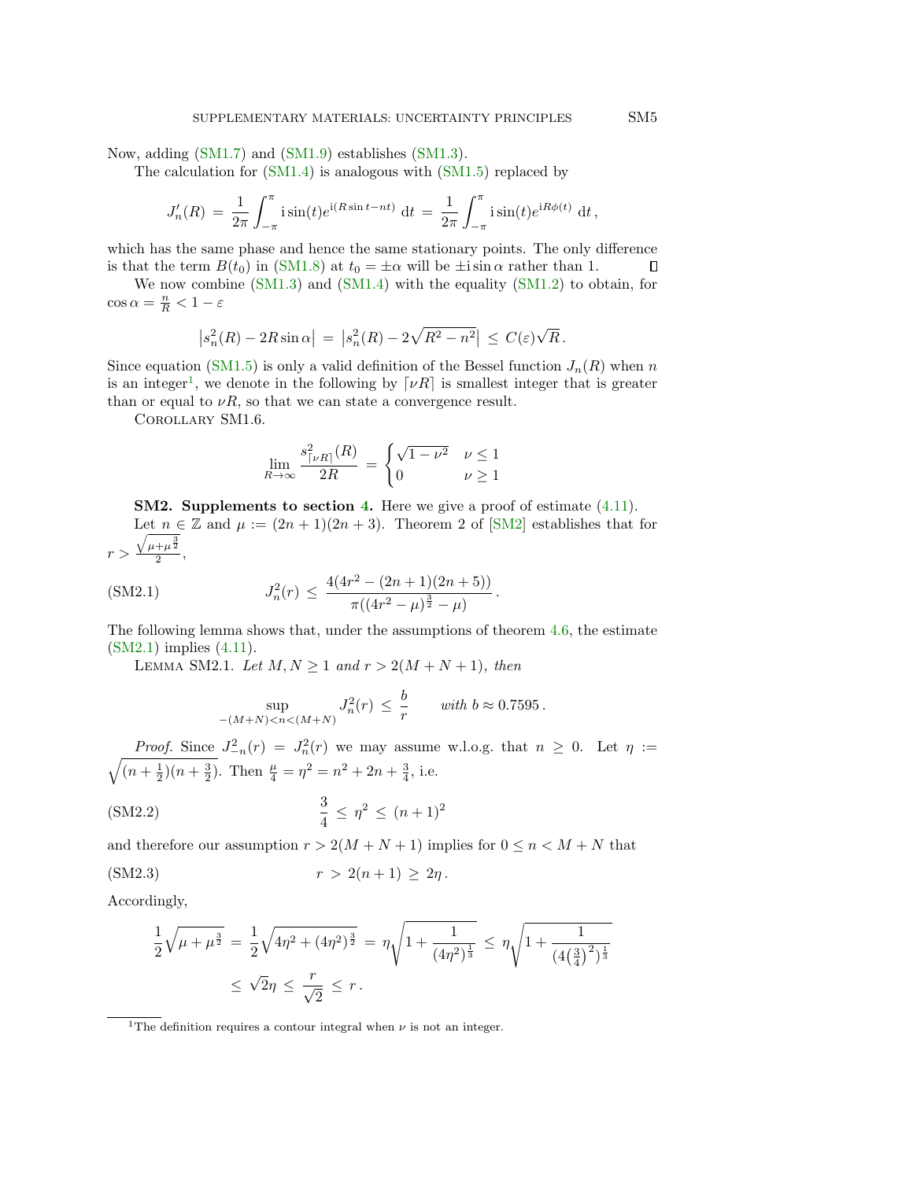Now, adding (SM1.7) and (SM1.9) establishes (SM1.3).

The calculation for (SM1.4) is analogous with (SM1.5) replaced by

$$J_n'(R) \;=\; \frac{1}{2\pi}\int_{-\pi}^{\pi} \mathrm{i}\sin(t) e^{\mathrm{i}(R\sin t - nt)}\;\mathrm{d}t \;=\; \frac{1}{2\pi}\int_{-\pi}^{\pi} \mathrm{i}\sin(t) e^{\mathrm{i}R\phi(t)}\;\mathrm{d}t\,,$$

which has the same phase and hence the same stationary points. The only difference is that the term $B(t_0)$ in (SM1.8) at $t_0 = \pm\alpha$ will be $\pm\mathrm{i}\sin\alpha$ rather than 1. ∎

We now combine (SM1.3) and (SM1.4) with the equality (SM1.2) to obtain, for $\cos\alpha = \frac{n}{R} < 1 - \varepsilon$

$$\left|s_n^2(R) - 2R\sin\alpha\right| \;=\; \left|s_n^2(R) - 2\sqrt{R^2 - n^2}\right| \;\le\; C(\varepsilon)\sqrt{R}\,.$$

Since equation (SM1.5) is only a valid definition of the Bessel function $J_n(R)$ when $n$ is an integer[1], we denote in the following by $\lceil \nu R\rceil$ is smallest integer that is greater than or equal to $\nu R$, so that we can state a convergence result.

Corollary SM1.6.

$$\lim_{R\to\infty} \frac{s^2_{\lceil\nu R\rceil}(R)}{2R} \;=\; \begin{cases} \sqrt{1-\nu^2} & \nu \le 1 \\ 0 & \nu \ge 1 \end{cases}$$

**SM2. Supplements to section 4.** Here we give a proof of estimate (4.11).

Let $n\in\mathbb{Z}$ and $\mu := (2n+1)(2n+3)$. Theorem 2 of [SM2] establishes that for $r > \frac{\sqrt{\mu + \mu^{\frac{3}{2}}}}{2}$,

$$J_n^2(r) \;\le\; \frac{4(4r^2 - (2n+1)(2n+5))}{\pi((4r^2-\mu)^{\frac{3}{2}} - \mu)}\,. \tag{SM2.1}$$

The following lemma shows that, under the assumptions of theorem 4.6, the estimate (SM2.1) implies (4.11).

Lemma SM2.1. *Let $M, N \ge 1$ and $r > 2(M+N+1)$, then*

$$\sup_{-(M+N)<n<(M+N)} J_n^2(r) \;\le\; \frac{b}{r} \qquad \textit{with } b \approx 0.7595\,.$$

*Proof.* Since $J_{-n}^2(r) = J_n^2(r)$ we may assume w.l.o.g. that $n \ge 0$. Let $\eta := \sqrt{(n+\frac{1}{2})(n+\frac{3}{2})}$. Then $\frac{\mu}{4} = \eta^2 = n^2 + 2n + \frac{3}{4}$, i.e.

$$\frac{3}{4} \;\le\; \eta^2 \;\le\; (n+1)^2 \tag{SM2.2}$$

and therefore our assumption $r > 2(M+N+1)$ implies for $0 \le n < M+N$ that

$$r \;>\; 2(n+1) \;\ge\; 2\eta\,. \tag{SM2.3}$$

Accordingly,

$$\begin{aligned}\frac{1}{2}\sqrt{\mu + \mu^{\frac{3}{2}}} \;&=\; \frac{1}{2}\sqrt{4\eta^2 + (4\eta^2)^{\frac{3}{2}}} \;=\; \eta\sqrt{1 + \frac{1}{(4\eta^2)^{\frac{1}{3}}}} \;\le\; \eta\sqrt{1 + \frac{1}{(4\left(\frac{3}{4}\right)^2)^{\frac{1}{3}}}} \\ &\le\; \sqrt{2}\eta \;\le\; \frac{r}{\sqrt{2}} \;\le\; r\,.\end{aligned}$$

[1] The definition requires a contour integral when $\nu$ is not an integer.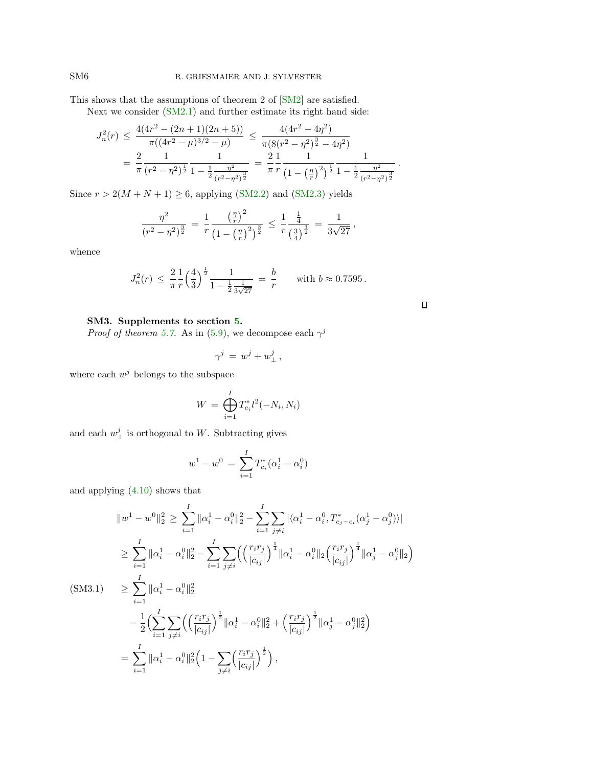This shows that the assumptions of theorem 2 of [SM2] are satisfied.

Next we consider (SM2.1) and further estimate its right hand side:

$$
\begin{aligned}
J_n^2(r) \;&\le\; \frac{4(4r^2-(2n+1)(2n+5))}{\pi((4r^2-\mu)^{3/2}-\mu)} \;\le\; \frac{4(4r^2-4\eta^2)}{\pi(8(r^2-\eta^2)^{\frac{3}{2}}-4\eta^2)}\\
&=\; \frac{2}{\pi}\frac{1}{(r^2-\eta^2)^{\frac{1}{2}}}\frac{1}{1-\frac{1}{2}\frac{\eta^2}{(r^2-\eta^2)^{\frac{3}{2}}}} \;=\; \frac{2}{\pi}\frac{1}{r}\frac{1}{\left(1-\left(\frac{\eta}{r}\right)^2\right)^{\frac{1}{2}}}\frac{1}{1-\frac{1}{2}\frac{\eta^2}{(r^2-\eta^2)^{\frac{3}{2}}}}\,.
\end{aligned}
$$

Since $r > 2(M+N+1) \geq 6$, applying (SM2.2) and (SM2.3) yields

$$
\frac{\eta^2}{(r^2-\eta^2)^{\frac{3}{2}}} \;=\; \frac{1}{r}\frac{\left(\frac{\eta}{r}\right)^2}{\left(1-\left(\frac{\eta}{r}\right)^2\right)^{\frac{3}{2}}} \;\le\; \frac{1}{r}\frac{\frac{1}{4}}{\left(\frac{3}{4}\right)^{\frac{3}{2}}} \;=\; \frac{1}{3\sqrt{27}}\,,
$$

whence

$$
J_n^2(r) \;\le\; \frac{2}{\pi}\frac{1}{r}\Big(\frac{4}{3}\Big)^{\frac{1}{2}}\frac{1}{1-\frac{1}{2}\frac{1}{3\sqrt{27}}} \;=\; \frac{b}{r} \qquad \text{with } b \approx 0.7595\,.
$$

□

## SM3. Supplements to section 5.

*Proof of theorem 5.7.* As in (5.9), we decompose each $\gamma^j$

$$
\gamma^j \;=\; w^j + w^j_\perp\,,
$$

where each $w^j$ belongs to the subspace

$$
W \;=\; \bigoplus_{i=1}^{I} T^*_{c_i} l^2(-N_i, N_i)
$$

and each $w^j_\perp$ is orthogonal to $W$. Subtracting gives

$$
w^1 - w^0 \;=\; \sum_{i=1}^{I} T^*_{c_i}(\alpha^1_i - \alpha^0_i)
$$

and applying (4.10) shows that

$$
\begin{aligned}
\|w^1-w^0\|_2^2 \;&\ge\; \sum_{i=1}^{I}\|\alpha_i^1-\alpha_i^0\|_2^2 - \sum_{i=1}^{I}\sum_{j\neq i}|\langle \alpha_i^1-\alpha_i^0, T^*_{c_j-c_i}(\alpha_j^1-\alpha_j^0)\rangle|\\
&\ge\; \sum_{i=1}^{I}\|\alpha_i^1-\alpha_i^0\|_2^2 - \sum_{i=1}^{I}\sum_{j\neq i}\Big(\Big(\frac{r_ir_j}{|c_{ij}|}\Big)^{\frac{1}{4}}\|\alpha_i^1-\alpha_i^0\|_2\Big(\frac{r_ir_j}{|c_{ij}|}\Big)^{\frac{1}{4}}\|\alpha_j^1-\alpha_j^0\|_2\Big)\\
&\ge\; \sum_{i=1}^{I}\|\alpha_i^1-\alpha_i^0\|_2^2 \\
&\quad - \frac{1}{2}\Big(\sum_{i=1}^{I}\sum_{j\neq i}\Big(\Big(\frac{r_ir_j}{|c_{ij}|}\Big)^{\frac{1}{2}}\|\alpha_i^1-\alpha_i^0\|_2^2 + \Big(\frac{r_ir_j}{|c_{ij}|}\Big)^{\frac{1}{2}}\|\alpha_j^1-\alpha_j^0\|_2^2\Big)\\
&=\; \sum_{i=1}^{I}\|\alpha_i^1-\alpha_i^0\|_2^2\Big(1-\sum_{j\neq i}\Big(\frac{r_ir_j}{|c_{ij}|}\Big)^{\frac{1}{2}}\Big)\,,
\end{aligned} \tag{SM3.1}
$$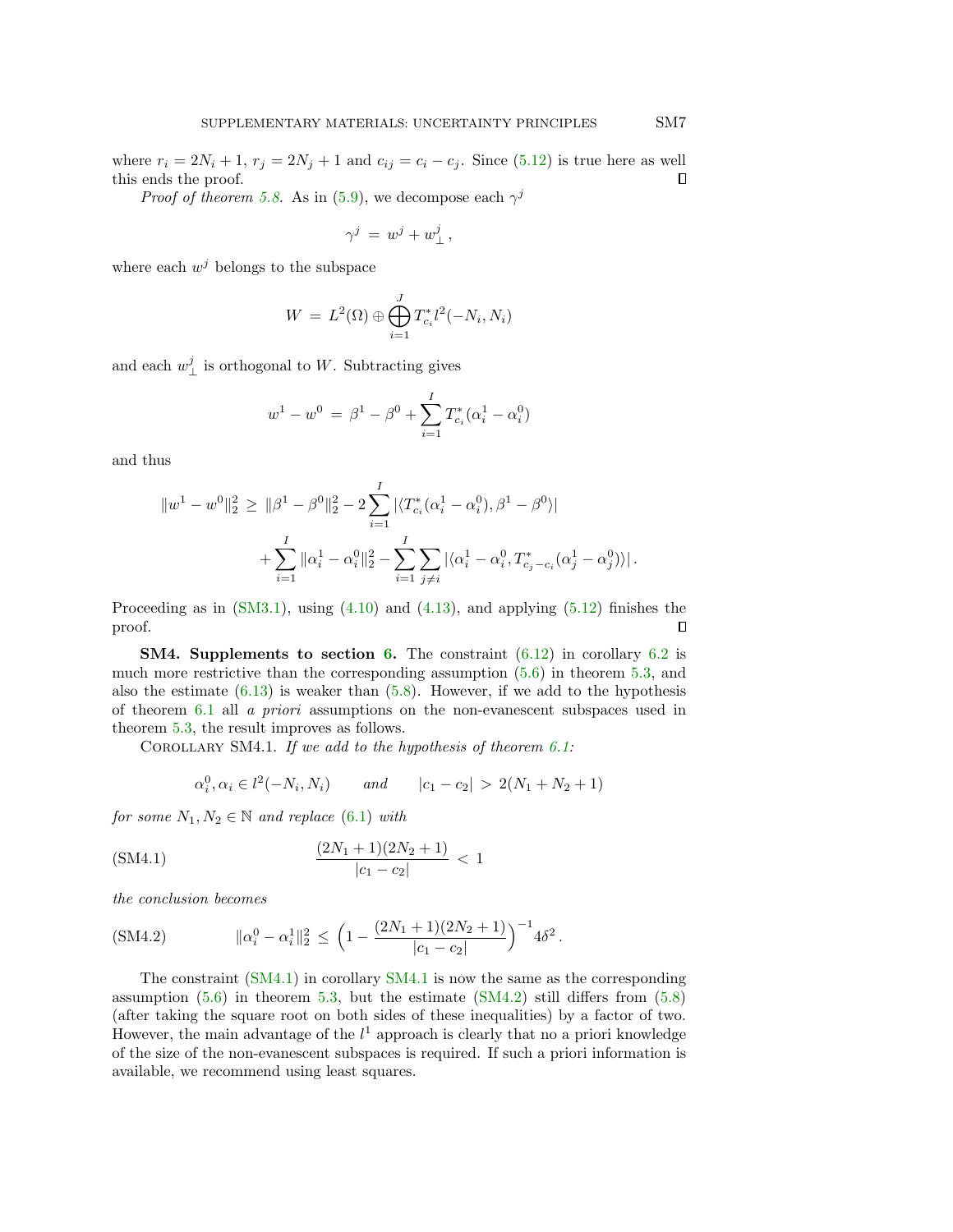where $r_i = 2N_i + 1$, $r_j = 2N_j + 1$ and $c_{ij} = c_i - c_j$. Since (5.12) is true here as well this ends the proof. ∎

*Proof of theorem 5.8.* As in (5.9), we decompose each $\gamma^j$

$$\gamma^j \,=\, w^j + w^j_\perp \,,$$

where each $w^j$ belongs to the subspace

$$W \,=\, L^2(\Omega) \oplus \bigoplus_{i=1}^{J} T^*_{c_i} l^2(-N_i, N_i)$$

and each $w^j_\perp$ is orthogonal to $W$. Subtracting gives

$$w^1 - w^0 \,=\, \beta^1 - \beta^0 + \sum_{i=1}^{I} T^*_{c_i}(\alpha^1_i - \alpha^0_i)$$

and thus

$$\begin{aligned}
\|w^1 - w^0\|_2^2 \,\geq\, &\|\beta^1 - \beta^0\|_2^2 - 2\sum_{i=1}^{I} |\langle T^*_{c_i}(\alpha^1_i - \alpha^0_i), \beta^1 - \beta^0\rangle| \\
&+ \sum_{i=1}^{I} \|\alpha^1_i - \alpha^0_i\|_2^2 - \sum_{i=1}^{I}\sum_{j\neq i} |\langle \alpha^1_i - \alpha^0_i, T^*_{c_j - c_i}(\alpha^1_j - \alpha^0_j)\rangle| \,.
\end{aligned}$$

Proceeding as in (SM3.1), using (4.10) and (4.13), and applying (5.12) finishes the proof. ∎

## SM4. Supplements to section 6.

The constraint (6.12) in corollary 6.2 is much more restrictive than the corresponding assumption (5.6) in theorem 5.3, and also the estimate (6.13) is weaker than (5.8). However, if we add to the hypothesis of theorem 6.1 all *a priori* assumptions on the non-evanescent subspaces used in theorem 5.3, the result improves as follows.

COROLLARY SM4.1. *If we add to the hypothesis of theorem 6.1:*

$$\alpha^0_i, \alpha_i \in l^2(-N_i, N_i) \qquad \textit{and} \qquad |c_1 - c_2| \,>\, 2(N_1 + N_2 + 1)$$

*for some $N_1, N_2 \in \mathbb{N}$ and replace (6.1) with*

$$\frac{(2N_1+1)(2N_2+1)}{|c_1 - c_2|} \,<\, 1 \tag{SM4.1}$$

*the conclusion becomes*

$$\|\alpha^0_i - \alpha^1_i\|_2^2 \,\leq\, \Big(1 - \frac{(2N_1+1)(2N_2+1)}{|c_1 - c_2|}\Big)^{-1} 4\delta^2 \,. \tag{SM4.2}$$

The constraint (SM4.1) in corollary SM4.1 is now the same as the corresponding assumption (5.6) in theorem 5.3, but the estimate (SM4.2) still differs from (5.8) (after taking the square root on both sides of these inequalities) by a factor of two. However, the main advantage of the $l^1$ approach is clearly that no a priori knowledge of the size of the non-evanescent subspaces is required. If such a priori information is available, we recommend using least squares.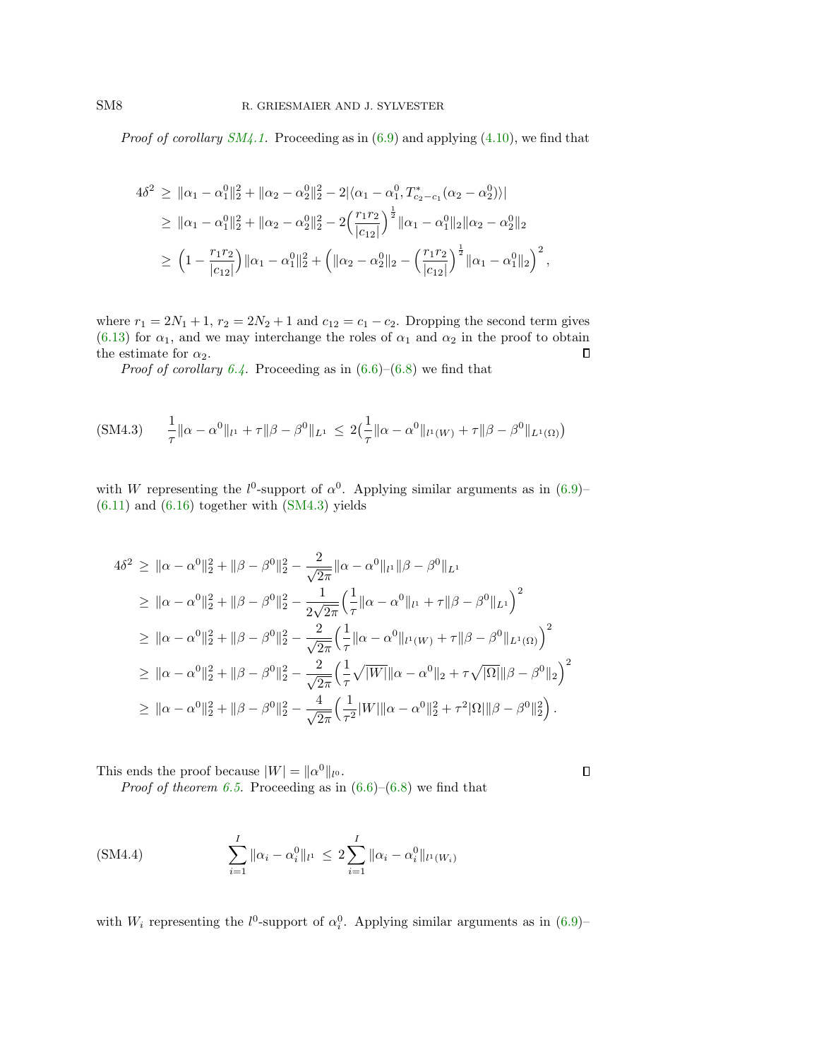*Proof of corollary SM4.1.* Proceeding as in (6.9) and applying (4.10), we find that

$$
\begin{aligned}
4\delta^2 \;&\geq\; \|\alpha_1 - \alpha_1^0\|_2^2 + \|\alpha_2 - \alpha_2^0\|_2^2 - 2|\langle \alpha_1 - \alpha_1^0, T^*_{c_2-c_1}(\alpha_2 - \alpha_2^0)\rangle| \\
&\geq\; \|\alpha_1 - \alpha_1^0\|_2^2 + \|\alpha_2 - \alpha_2^0\|_2^2 - 2\Big(\frac{r_1 r_2}{|c_{12}|}\Big)^{\frac{1}{2}} \|\alpha_1 - \alpha_1^0\|_2 \|\alpha_2 - \alpha_2^0\|_2 \\
&\geq\; \Big(1 - \frac{r_1 r_2}{|c_{12}|}\Big) \|\alpha_1 - \alpha_1^0\|_2^2 + \Big(\|\alpha_2 - \alpha_2^0\|_2 - \Big(\frac{r_1 r_2}{|c_{12}|}\Big)^{\frac{1}{2}} \|\alpha_1 - \alpha_1^0\|_2\Big)^2 ,
\end{aligned}
$$

where $r_1 = 2N_1 + 1$, $r_2 = 2N_2 + 1$ and $c_{12} = c_1 - c_2$. Dropping the second term gives (6.13) for $\alpha_1$, and we may interchange the roles of $\alpha_1$ and $\alpha_2$ in the proof to obtain the estimate for $\alpha_2$. ∎

*Proof of corollary 6.4.* Proceeding as in (6.6)–(6.8) we find that

$$
\frac{1}{\tau}\|\alpha - \alpha^0\|_{l^1} + \tau\|\beta - \beta^0\|_{L^1} \;\leq\; 2\Big(\frac{1}{\tau}\|\alpha - \alpha^0\|_{l^1(W)} + \tau\|\beta - \beta^0\|_{L^1(\Omega)}\Big) \tag{SM4.3}
$$

with $W$ representing the $l^0$-support of $\alpha^0$. Applying similar arguments as in (6.9)–(6.11) and (6.16) together with (SM4.3) yields

$$
\begin{aligned}
4\delta^2 \;&\geq\; \|\alpha - \alpha^0\|_2^2 + \|\beta - \beta^0\|_2^2 - \frac{2}{\sqrt{2\pi}}\|\alpha - \alpha^0\|_{l^1}\|\beta - \beta^0\|_{L^1} \\
&\geq\; \|\alpha - \alpha^0\|_2^2 + \|\beta - \beta^0\|_2^2 - \frac{1}{2\sqrt{2\pi}}\Big(\frac{1}{\tau}\|\alpha - \alpha^0\|_{l^1} + \tau\|\beta - \beta^0\|_{L^1}\Big)^2 \\
&\geq\; \|\alpha - \alpha^0\|_2^2 + \|\beta - \beta^0\|_2^2 - \frac{2}{\sqrt{2\pi}}\Big(\frac{1}{\tau}\|\alpha - \alpha^0\|_{l^1(W)} + \tau\|\beta - \beta^0\|_{L^1(\Omega)}\Big)^2 \\
&\geq\; \|\alpha - \alpha^0\|_2^2 + \|\beta - \beta^0\|_2^2 - \frac{2}{\sqrt{2\pi}}\Big(\frac{1}{\tau}\sqrt{|W|}\|\alpha - \alpha^0\|_2 + \tau\sqrt{|\Omega|}\|\beta - \beta^0\|_2\Big)^2 \\
&\geq\; \|\alpha - \alpha^0\|_2^2 + \|\beta - \beta^0\|_2^2 - \frac{4}{\sqrt{2\pi}}\Big(\frac{1}{\tau^2}|W|\|\alpha - \alpha^0\|_2^2 + \tau^2|\Omega|\|\beta - \beta^0\|_2^2\Big) .
\end{aligned}
$$

This ends the proof because $|W| = \|\alpha^0\|_{l^0}$. ∎

*Proof of theorem 6.5.* Proceeding as in (6.6)–(6.8) we find that

$$
\sum_{i=1}^{I} \|\alpha_i - \alpha_i^0\|_{l^1} \;\leq\; 2\sum_{i=1}^{I} \|\alpha_i - \alpha_i^0\|_{l^1(W_i)} \tag{SM4.4}
$$

with $W_i$ representing the $l^0$-support of $\alpha_i^0$. Applying similar arguments as in (6.9)–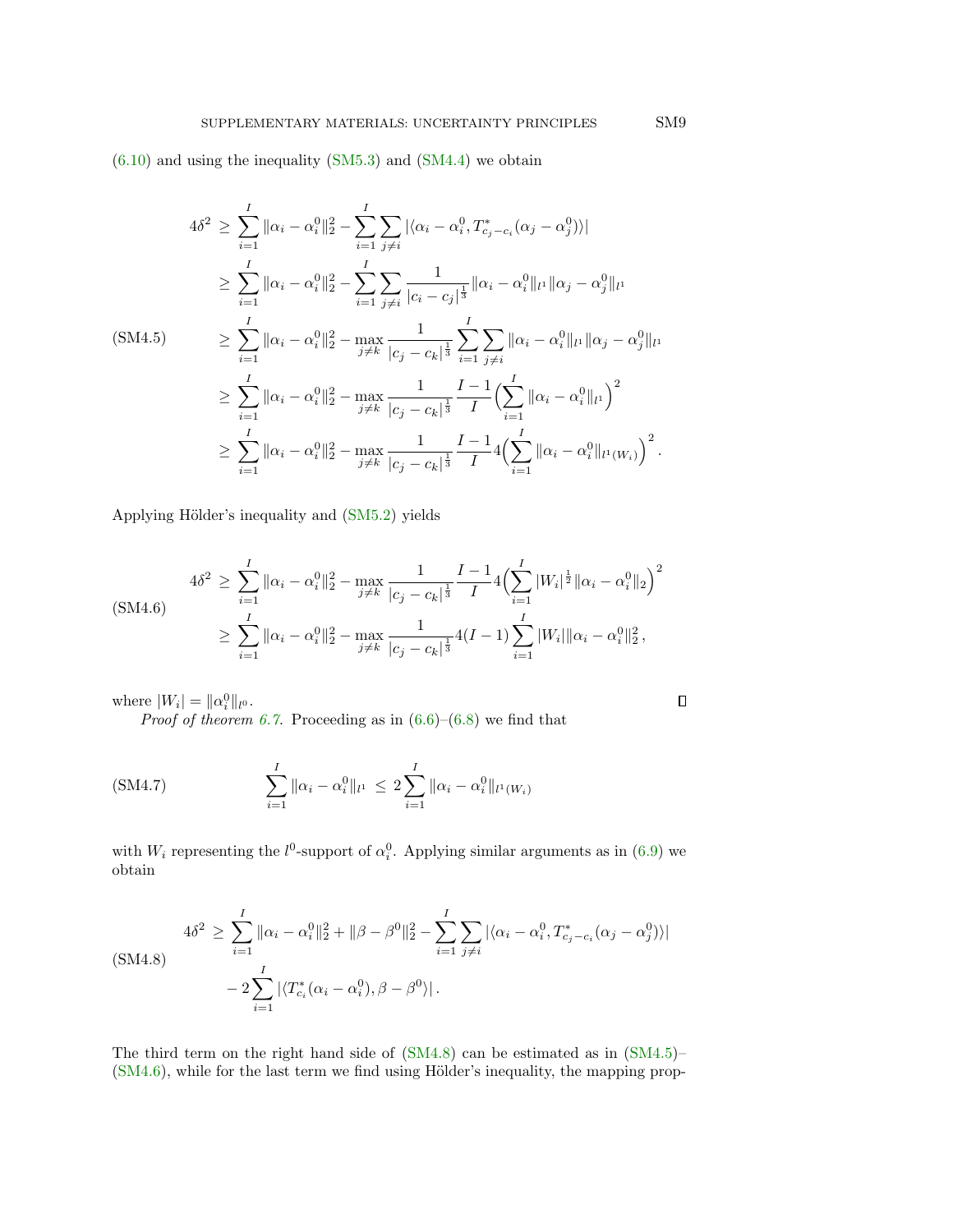(6.10) and using the inequality (SM5.3) and (SM4.4) we obtain

$$
\begin{aligned}
4\delta^2 \;&\geq\; \sum_{i=1}^{I} \|\alpha_i - \alpha_i^0\|_2^2 - \sum_{i=1}^{I}\sum_{j\neq i} |\langle \alpha_i - \alpha_i^0, T^*_{c_j - c_i}(\alpha_j - \alpha_j^0)\rangle| \\
&\geq \sum_{i=1}^{I} \|\alpha_i - \alpha_i^0\|_2^2 - \sum_{i=1}^{I}\sum_{j\neq i} \frac{1}{|c_i - c_j|^{\frac{1}{3}}} \|\alpha_i - \alpha_i^0\|_{l^1} \|\alpha_j - \alpha_j^0\|_{l^1} \\
&\geq \sum_{i=1}^{I} \|\alpha_i - \alpha_i^0\|_2^2 - \max_{j\neq k} \frac{1}{|c_j - c_k|^{\frac{1}{3}}} \sum_{i=1}^{I}\sum_{j\neq i} \|\alpha_i - \alpha_i^0\|_{l^1} \|\alpha_j - \alpha_j^0\|_{l^1} \\
&\geq \sum_{i=1}^{I} \|\alpha_i - \alpha_i^0\|_2^2 - \max_{j\neq k} \frac{1}{|c_j - c_k|^{\frac{1}{3}}} \frac{I-1}{I} \Big(\sum_{i=1}^{I} \|\alpha_i - \alpha_i^0\|_{l^1}\Big)^2 \\
&\geq \sum_{i=1}^{I} \|\alpha_i - \alpha_i^0\|_2^2 - \max_{j\neq k} \frac{1}{|c_j - c_k|^{\frac{1}{3}}} \frac{I-1}{I} 4\Big(\sum_{i=1}^{I} \|\alpha_i - \alpha_i^0\|_{l^1(W_i)}\Big)^2 .
\end{aligned}
\tag{SM4.5}
$$

Applying Hölder's inequality and (SM5.2) yields

$$
\begin{aligned}
4\delta^2 \;&\geq\; \sum_{i=1}^{I} \|\alpha_i - \alpha_i^0\|_2^2 - \max_{j\neq k} \frac{1}{|c_j - c_k|^{\frac{1}{3}}} \frac{I-1}{I} 4\Big(\sum_{i=1}^{I} |W_i|^{\frac{1}{2}} \|\alpha_i - \alpha_i^0\|_2\Big)^2 \\
&\geq \sum_{i=1}^{I} \|\alpha_i - \alpha_i^0\|_2^2 - \max_{j\neq k} \frac{1}{|c_j - c_k|^{\frac{1}{3}}} 4(I-1) \sum_{i=1}^{I} |W_i| \|\alpha_i - \alpha_i^0\|_2^2 ,
\end{aligned}
\tag{SM4.6}
$$

where $|W_i| = \|\alpha_i^0\|_{l^0}$. ∎

*Proof of theorem 6.7.* Proceeding as in (6.6)–(6.8) we find that

$$
\sum_{i=1}^{I} \|\alpha_i - \alpha_i^0\|_{l^1} \;\leq\; 2 \sum_{i=1}^{I} \|\alpha_i - \alpha_i^0\|_{l^1(W_i)}
\tag{SM4.7}
$$

with $W_i$ representing the $l^0$-support of $\alpha_i^0$. Applying similar arguments as in (6.9) we obtain

$$
\begin{aligned}
4\delta^2 \;\geq\; &\sum_{i=1}^{I} \|\alpha_i - \alpha_i^0\|_2^2 + \|\beta - \beta^0\|_2^2 - \sum_{i=1}^{I}\sum_{j\neq i} |\langle \alpha_i - \alpha_i^0, T^*_{c_j - c_i}(\alpha_j - \alpha_j^0)\rangle| \\
&- 2\sum_{i=1}^{I} |\langle T^*_{c_i}(\alpha_i - \alpha_i^0), \beta - \beta^0\rangle| .
\end{aligned}
\tag{SM4.8}
$$

The third term on the right hand side of (SM4.8) can be estimated as in (SM4.5)–(SM4.6), while for the last term we find using Hölder's inequality, the mapping prop-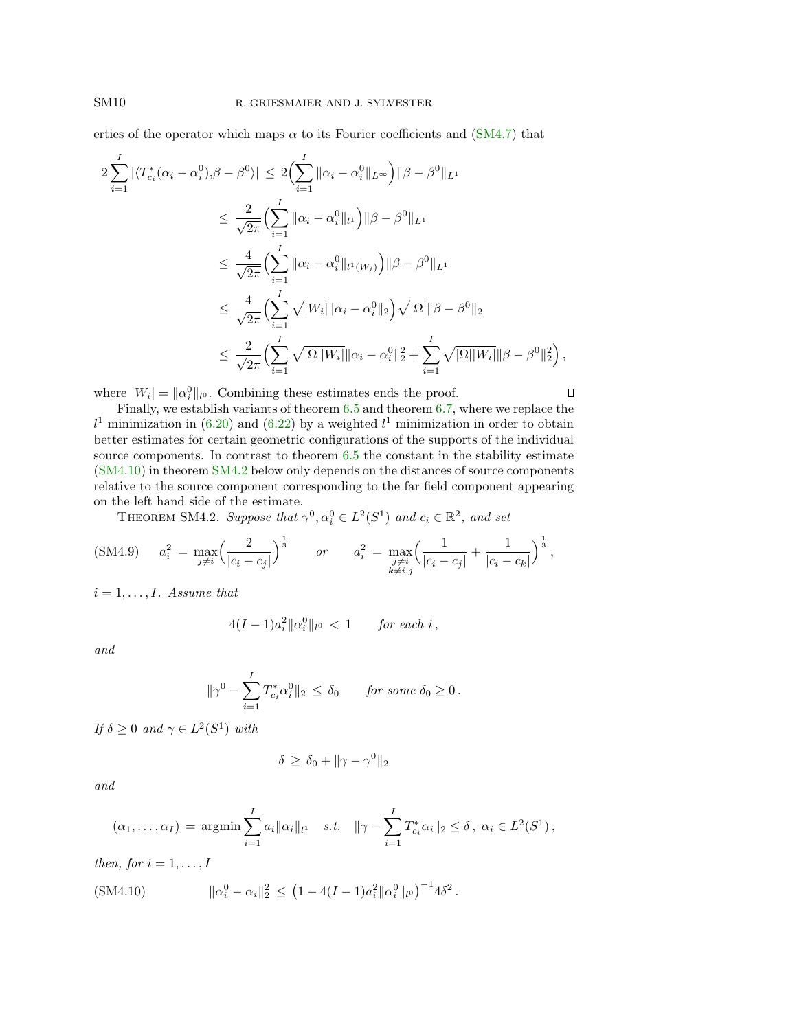erties of the operator which maps $\alpha$ to its Fourier coefficients and (SM4.7) that

$$
\begin{aligned}
2\sum_{i=1}^{I} |\langle T_{c_i}^*(\alpha_i - \alpha_i^0), \beta - \beta^0\rangle| &\le 2\Big(\sum_{i=1}^{I} \|\alpha_i - \alpha_i^0\|_{L^\infty}\Big)\|\beta - \beta^0\|_{L^1} \\
&\le \frac{2}{\sqrt{2\pi}}\Big(\sum_{i=1}^{I} \|\alpha_i - \alpha_i^0\|_{l^1}\Big)\|\beta - \beta^0\|_{L^1} \\
&\le \frac{4}{\sqrt{2\pi}}\Big(\sum_{i=1}^{I} \|\alpha_i - \alpha_i^0\|_{l^1(W_i)}\Big)\|\beta - \beta^0\|_{L^1} \\
&\le \frac{4}{\sqrt{2\pi}}\Big(\sum_{i=1}^{I} \sqrt{|W_i|}\|\alpha_i - \alpha_i^0\|_{2}\Big)\sqrt{|\Omega|}\|\beta - \beta^0\|_{2} \\
&\le \frac{2}{\sqrt{2\pi}}\Big(\sum_{i=1}^{I} \sqrt{|\Omega||W_i|}\|\alpha_i - \alpha_i^0\|_{2}^2 + \sum_{i=1}^{I} \sqrt{|\Omega||W_i|}\|\beta - \beta^0\|_{2}^2\Big),
\end{aligned}
$$

where $|W_i| = \|\alpha_i^0\|_{l^0}$. Combining these estimates ends the proof. ◻

Finally, we establish variants of theorem 6.5 and theorem 6.7, where we replace the $l^1$ minimization in (6.20) and (6.22) by a weighted $l^1$ minimization in order to obtain better estimates for certain geometric configurations of the supports of the individual source components. In contrast to theorem 6.5 the constant in the stability estimate (SM4.10) in theorem SM4.2 below only depends on the distances of source components relative to the source component corresponding to the far field component appearing on the left hand side of the estimate.

Theorem SM4.2. *Suppose that $\gamma^0, \alpha_i^0 \in L^2(S^1)$ and $c_i \in \mathbb{R}^2$, and set*

$$
\text{(SM4.9)} \qquad a_i^2 = \max_{j\neq i}\Big(\frac{2}{|c_i - c_j|}\Big)^{\frac{1}{3}} \qquad \text{or} \qquad a_i^2 = \max_{\substack{j\neq i\\ k\neq i,j}}\Big(\frac{1}{|c_i - c_j|} + \frac{1}{|c_i - c_k|}\Big)^{\frac{1}{3}},
$$

*$i = 1, \dots, I$. Assume that*

$$
4(I-1)a_i^2\|\alpha_i^0\|_{l^0} < 1 \qquad \text{for each } i,
$$

*and*

$$
\|\gamma^0 - \sum_{i=1}^{I} T_{c_i}^*\alpha_i^0\|_2 \le \delta_0 \qquad \text{for some } \delta_0 \ge 0.
$$

*If $\delta \ge 0$ and $\gamma \in L^2(S^1)$ with*

$$
\delta \ge \delta_0 + \|\gamma - \gamma^0\|_2
$$

*and*

$$
(\alpha_1, \dots, \alpha_I) = \operatorname{argmin} \sum_{i=1}^{I} a_i\|\alpha_i\|_{l^1} \quad \text{s.t.} \quad \|\gamma - \sum_{i=1}^{I} T_{c_i}^*\alpha_i\|_2 \le \delta,\ \alpha_i \in L^2(S^1),
$$

*then, for $i = 1, \dots, I$*

$$
\text{(SM4.10)} \qquad \|\alpha_i^0 - \alpha_i\|_2^2 \le \big(1 - 4(I-1)a_i^2\|\alpha_i^0\|_{l^0}\big)^{-1} 4\delta^2.
$$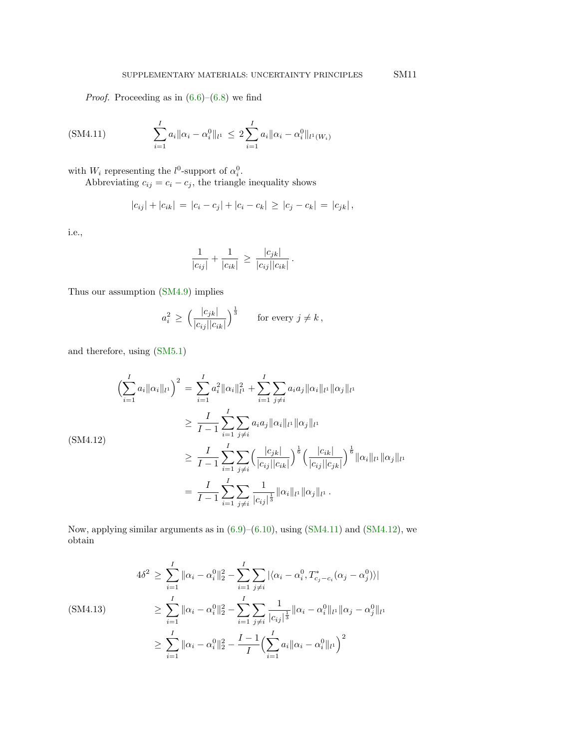*Proof.* Proceeding as in (6.6)–(6.8) we find

$$\sum_{i=1}^{I} a_i \|\alpha_i - \alpha_i^0\|_{l^1} \;\le\; 2\sum_{i=1}^{I} a_i \|\alpha_i - \alpha_i^0\|_{l^1(W_i)} \tag{SM4.11}$$

with $W_i$ representing the $l^0$-support of $\alpha_i^0$.

Abbreviating $c_{ij} = c_i - c_j$, the triangle inequality shows

$$|c_{ij}| + |c_{ik}| \;=\; |c_i - c_j| + |c_i - c_k| \;\ge\; |c_j - c_k| \;=\; |c_{jk}|\,,$$

i.e.,

$$\frac{1}{|c_{ij}|} + \frac{1}{|c_{ik}|} \;\ge\; \frac{|c_{jk}|}{|c_{ij}||c_{ik}|}\,.$$

Thus our assumption (SM4.9) implies

$$a_i^2 \;\ge\; \Big(\frac{|c_{jk}|}{|c_{ij}||c_{ik}|}\Big)^{\frac{1}{3}} \qquad \text{for every } j \ne k\,,$$

and therefore, using (SM5.1)

$$\begin{aligned}
\Big(\sum_{i=1}^{I} a_i \|\alpha_i\|_{l^1}\Big)^2 \;&=\; \sum_{i=1}^{I} a_i^2 \|\alpha_i\|_{l^1}^2 + \sum_{i=1}^{I}\sum_{j\ne i} a_i a_j \|\alpha_i\|_{l^1}\|\alpha_j\|_{l^1} \\
&\ge\; \frac{I}{I-1}\sum_{i=1}^{I}\sum_{j\ne i} a_i a_j \|\alpha_i\|_{l^1}\|\alpha_j\|_{l^1} \\
&\ge\; \frac{I}{I-1}\sum_{i=1}^{I}\sum_{j\ne i} \Big(\frac{|c_{jk}|}{|c_{ij}||c_{ik}|}\Big)^{\frac{1}{6}}\Big(\frac{|c_{ik}|}{|c_{ij}||c_{jk}|}\Big)^{\frac{1}{6}} \|\alpha_i\|_{l^1}\|\alpha_j\|_{l^1} \\
&=\; \frac{I}{I-1}\sum_{i=1}^{I}\sum_{j\ne i} \frac{1}{|c_{ij}|^{\frac{1}{3}}} \|\alpha_i\|_{l^1}\|\alpha_j\|_{l^1}\,.
\end{aligned} \tag{SM4.12}$$

Now, applying similar arguments as in (6.9)–(6.10), using (SM4.11) and (SM4.12), we obtain

$$\begin{aligned}
4\delta^2 \;&\ge\; \sum_{i=1}^{I} \|\alpha_i - \alpha_i^0\|_2^2 - \sum_{i=1}^{I}\sum_{j\ne i} |\langle \alpha_i - \alpha_i^0, T^*_{c_j - c_i}(\alpha_j - \alpha_j^0)\rangle| \\
&\ge\; \sum_{i=1}^{I} \|\alpha_i - \alpha_i^0\|_2^2 - \sum_{i=1}^{I}\sum_{j\ne i} \frac{1}{|c_{ij}|^{\frac{1}{3}}} \|\alpha_i - \alpha_i^0\|_{l^1}\|\alpha_j - \alpha_j^0\|_{l^1} \\
&\ge\; \sum_{i=1}^{I} \|\alpha_i - \alpha_i^0\|_2^2 - \frac{I-1}{I}\Big(\sum_{i=1}^{I} a_i \|\alpha_i - \alpha_i^0\|_{l^1}\Big)^2
\end{aligned} \tag{SM4.13}$$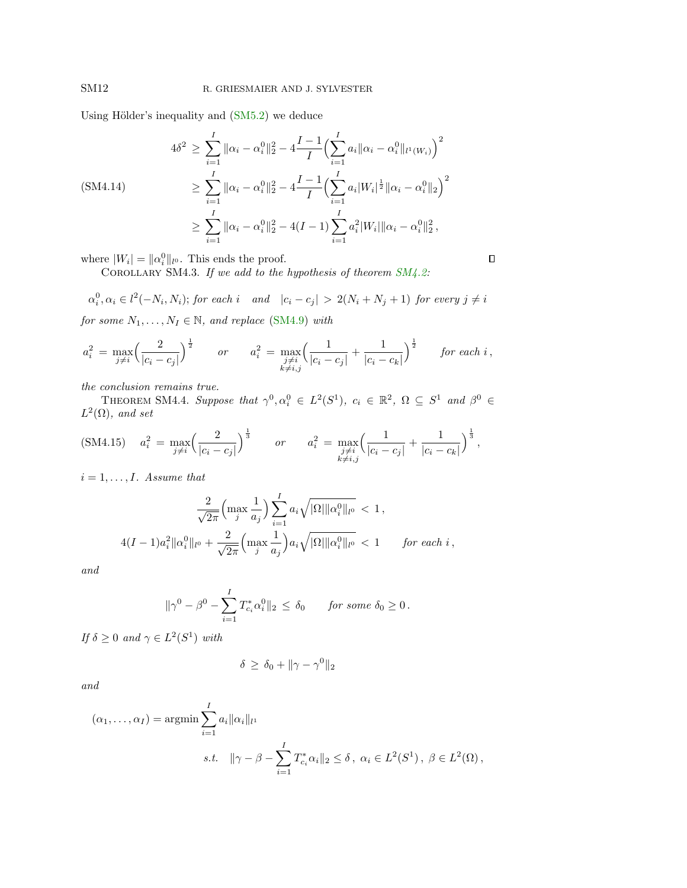Using Hölder's inequality and (SM5.2) we deduce

$$
\begin{aligned}
4\delta^2 \;&\geq\; \sum_{i=1}^{I} \|\alpha_i - \alpha_i^0\|_2^2 - 4\frac{I-1}{I}\Big(\sum_{i=1}^{I} a_i \|\alpha_i - \alpha_i^0\|_{l^1(W_i)}\Big)^2 \\
&\geq\; \sum_{i=1}^{I} \|\alpha_i - \alpha_i^0\|_2^2 - 4\frac{I-1}{I}\Big(\sum_{i=1}^{I} a_i |W_i|^{\frac{1}{2}} \|\alpha_i - \alpha_i^0\|_2\Big)^2 \\
&\geq\; \sum_{i=1}^{I} \|\alpha_i - \alpha_i^0\|_2^2 - 4(I-1)\sum_{i=1}^{I} a_i^2 |W_i| \|\alpha_i - \alpha_i^0\|_2^2\,,
\end{aligned}
\tag{SM4.14}
$$

where $|W_i| = \|\alpha_i^0\|_{l^0}$. This ends the proof. ∎

Corollary SM4.3. *If we add to the hypothesis of theorem SM4.2:*

$$
\alpha_i^0, \alpha_i \in l^2(-N_i, N_i);\ \textit{for each } i \quad \textit{and} \quad |c_i - c_j| \;>\; 2(N_i + N_j + 1) \ \textit{for every } j \neq i
$$

*for some $N_1, \dots, N_I \in \mathbb{N}$, and replace (SM4.9) with*

$$
a_i^2 \;=\; \max_{j\neq i}\Big(\frac{2}{|c_i - c_j|}\Big)^{\frac{1}{2}} \qquad \textit{or} \qquad a_i^2 \;=\; \max_{\substack{j\neq i\\ k\neq i,j}}\Big(\frac{1}{|c_i - c_j|} + \frac{1}{|c_i - c_k|}\Big)^{\frac{1}{2}} \qquad \textit{for each } i\,,
$$

*the conclusion remains true.*

Theorem SM4.4. *Suppose that $\gamma^0, \alpha_i^0 \in L^2(S^1)$, $c_i \in \mathbb{R}^2$, $\Omega \subseteq S^1$ and $\beta^0 \in L^2(\Omega)$, and set*

$$
a_i^2 \;=\; \max_{j\neq i}\Big(\frac{2}{|c_i - c_j|}\Big)^{\frac{1}{3}} \qquad \textit{or} \qquad a_i^2 \;=\; \max_{\substack{j\neq i\\ k\neq i,j}}\Big(\frac{1}{|c_i - c_j|} + \frac{1}{|c_i - c_k|}\Big)^{\frac{1}{3}}\,,
\tag{SM4.15}
$$

*$i = 1, \dots, I$. Assume that*

$$
\frac{2}{\sqrt{2\pi}}\Big(\max_j \frac{1}{a_j}\Big)\sum_{i=1}^{I} a_i \sqrt{|\Omega| \|\alpha_i^0\|_{l^0}} \;<\; 1\,,
$$

$$
4(I-1)a_i^2 \|\alpha_i^0\|_{l^0} + \frac{2}{\sqrt{2\pi}}\Big(\max_j \frac{1}{a_j}\Big) a_i \sqrt{|\Omega| \|\alpha_i^0\|_{l^0}} \;<\; 1 \qquad \textit{for each } i\,,
$$

*and*

$$
\|\gamma^0 - \beta^0 - \sum_{i=1}^{I} T_{c_i}^* \alpha_i^0\|_2 \;\leq\; \delta_0 \qquad \textit{for some } \delta_0 \geq 0\,.
$$

*If $\delta \geq 0$ and $\gamma \in L^2(S^1)$ with*

$$
\delta \;\geq\; \delta_0 + \|\gamma - \gamma^0\|_2
$$

*and*

$$
(\alpha_1, \dots, \alpha_I) = \operatorname{argmin} \sum_{i=1}^{I} a_i \|\alpha_i\|_{l^1}
$$

$$
\textit{s.t.} \quad \|\gamma - \beta - \sum_{i=1}^{I} T_{c_i}^* \alpha_i\|_2 \leq \delta\,,\ \alpha_i \in L^2(S^1)\,,\ \beta \in L^2(\Omega)\,,
$$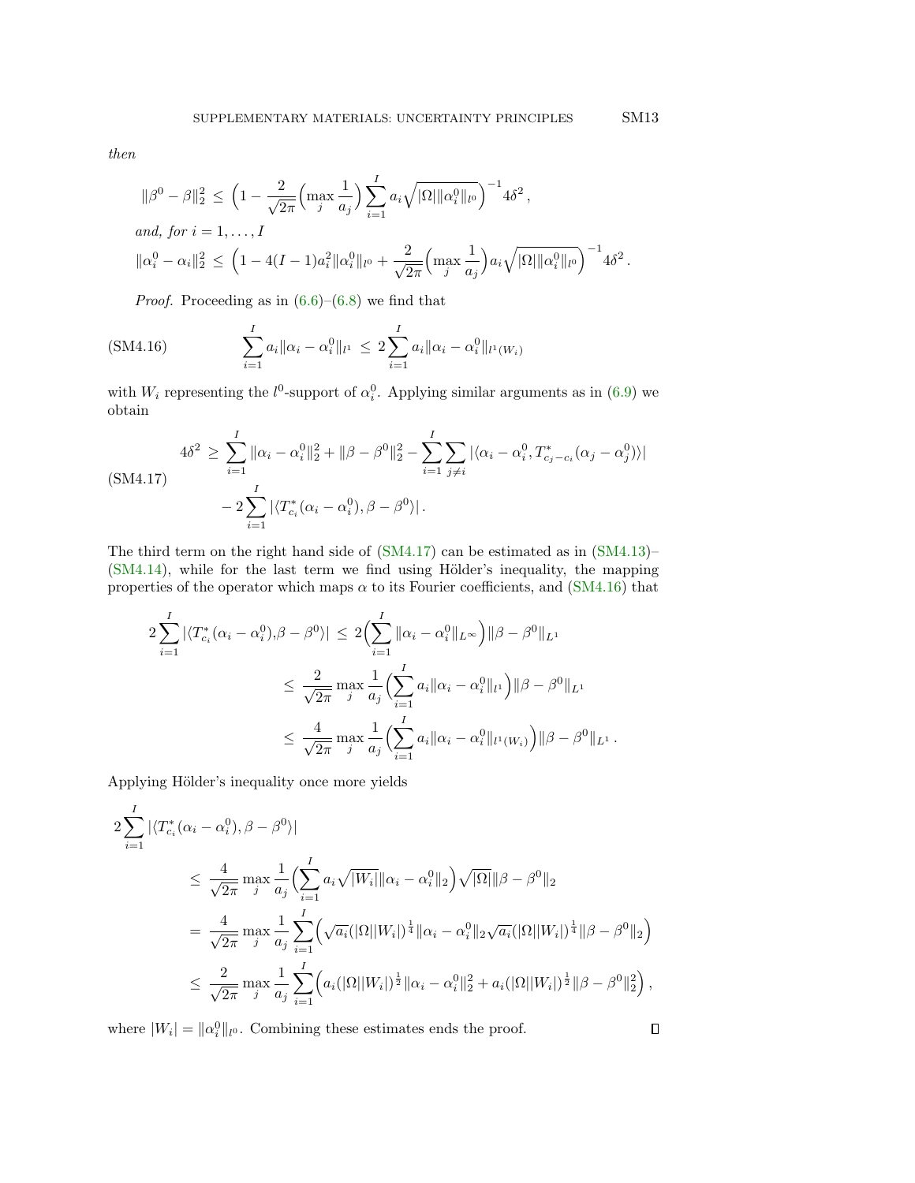*then*

$$\|\beta^0 - \beta\|_2^2 \;\le\; \Big(1 - \frac{2}{\sqrt{2\pi}}\Big(\max_j \frac{1}{a_j}\Big)\sum_{i=1}^{I} a_i \sqrt{|\Omega|\|\alpha_i^0\|_{l^0}}\Big)^{-1} 4\delta^2\,,$$

*and, for* $i = 1, \dots, I$

$$\|\alpha_i^0 - \alpha_i\|_2^2 \;\le\; \Big(1 - 4(I-1)a_i^2\|\alpha_i^0\|_{l^0} + \frac{2}{\sqrt{2\pi}}\Big(\max_j \frac{1}{a_j}\Big) a_i \sqrt{|\Omega|\|\alpha_i^0\|_{l^0}}\Big)^{-1} 4\delta^2\,.$$

*Proof.* Proceeding as in (6.6)–(6.8) we find that

$$\sum_{i=1}^{I} a_i\|\alpha_i - \alpha_i^0\|_{l^1} \;\le\; 2\sum_{i=1}^{I} a_i\|\alpha_i - \alpha_i^0\|_{l^1(W_i)} \tag{SM4.16}$$

with $W_i$ representing the $l^0$-support of $\alpha_i^0$. Applying similar arguments as in (6.9) we obtain

$$\begin{aligned} 4\delta^2 \;\ge\; &\sum_{i=1}^{I} \|\alpha_i - \alpha_i^0\|_2^2 + \|\beta - \beta^0\|_2^2 - \sum_{i=1}^{I}\sum_{j\ne i} |\langle \alpha_i - \alpha_i^0, T^*_{c_j - c_i}(\alpha_j - \alpha_j^0)\rangle| \\ &- 2\sum_{i=1}^{I} |\langle T^*_{c_i}(\alpha_i - \alpha_i^0), \beta - \beta^0\rangle|\,. \end{aligned} \tag{SM4.17}$$

The third term on the right hand side of (SM4.17) can be estimated as in (SM4.13)–(SM4.14), while for the last term we find using Hölder's inequality, the mapping properties of the operator which maps $\alpha$ to its Fourier coefficients, and (SM4.16) that

$$\begin{aligned} 2\sum_{i=1}^{I} |\langle T^*_{c_i}(\alpha_i - \alpha_i^0), \beta - \beta^0\rangle| \;&\le\; 2\Big(\sum_{i=1}^{I} \|\alpha_i - \alpha_i^0\|_{L^\infty}\Big)\|\beta - \beta^0\|_{L^1} \\ &\le\; \frac{2}{\sqrt{2\pi}} \max_j \frac{1}{a_j}\Big(\sum_{i=1}^{I} a_i\|\alpha_i - \alpha_i^0\|_{l^1}\Big)\|\beta - \beta^0\|_{L^1} \\ &\le\; \frac{4}{\sqrt{2\pi}} \max_j \frac{1}{a_j}\Big(\sum_{i=1}^{I} a_i\|\alpha_i - \alpha_i^0\|_{l^1(W_i)}\Big)\|\beta - \beta^0\|_{L^1}\,. \end{aligned}$$

Applying Hölder's inequality once more yields

$$\begin{aligned} &2\sum_{i=1}^{I} |\langle T^*_{c_i}(\alpha_i - \alpha_i^0), \beta - \beta^0\rangle| \\ &\quad\le\; \frac{4}{\sqrt{2\pi}} \max_j \frac{1}{a_j}\Big(\sum_{i=1}^{I} a_i\sqrt{|W_i|}\|\alpha_i - \alpha_i^0\|_2\Big)\sqrt{|\Omega|}\|\beta - \beta^0\|_2 \\ &\quad=\; \frac{4}{\sqrt{2\pi}} \max_j \frac{1}{a_j}\sum_{i=1}^{I}\Big(\sqrt{a_i}(|\Omega||W_i|)^{\frac14}\|\alpha_i - \alpha_i^0\|_2 \sqrt{a_i}(|\Omega||W_i|)^{\frac14}\|\beta - \beta^0\|_2\Big) \\ &\quad\le\; \frac{2}{\sqrt{2\pi}} \max_j \frac{1}{a_j}\sum_{i=1}^{I}\Big(a_i(|\Omega||W_i|)^{\frac12}\|\alpha_i - \alpha_i^0\|_2^2 + a_i(|\Omega||W_i|)^{\frac12}\|\beta - \beta^0\|_2^2\Big)\,, \end{aligned}$$

where $|W_i| = \|\alpha_i^0\|_{l^0}$. Combining these estimates ends the proof. ∎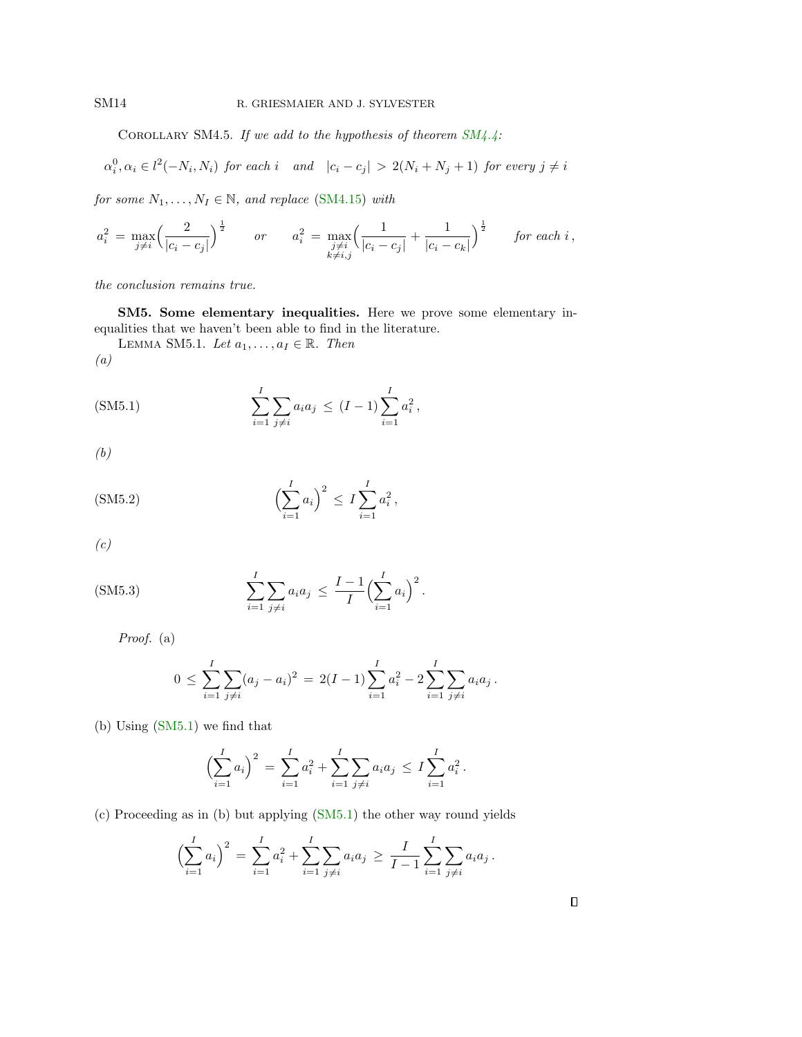COROLLARY SM4.5. *If we add to the hypothesis of theorem SM4.4:*

$$\alpha_i^0, \alpha_i \in l^2(-N_i, N_i) \text{ for each } i \quad \text{and} \quad |c_i - c_j| > 2(N_i + N_j + 1) \text{ for every } j \neq i$$

*for some $N_1, \ldots, N_I \in \mathbb{N}$, and replace (SM4.15) with*

$$a_i^2 = \max_{j \neq i} \Big( \frac{2}{|c_i - c_j|} \Big)^{\frac{1}{2}} \qquad or \qquad a_i^2 = \max_{\substack{j \neq i \\ k \neq i,j}} \Big( \frac{1}{|c_i - c_j|} + \frac{1}{|c_i - c_k|} \Big)^{\frac{1}{2}} \qquad \text{for each } i\,,$$

*the conclusion remains true.*

## SM5. Some elementary inequalities.

Here we prove some elementary inequalities that we haven't been able to find in the literature.

LEMMA SM5.1. *Let $a_1, \ldots, a_I \in \mathbb{R}$. Then*

*(a)*

$$\sum_{i=1}^{I} \sum_{j \neq i} a_i a_j \leq (I-1) \sum_{i=1}^{I} a_i^2\,, \tag{SM5.1}$$

*(b)*

$$\Big( \sum_{i=1}^{I} a_i \Big)^2 \leq I \sum_{i=1}^{I} a_i^2\,, \tag{SM5.2}$$

*(c)*

$$\sum_{i=1}^{I} \sum_{j \neq i} a_i a_j \leq \frac{I-1}{I} \Big( \sum_{i=1}^{I} a_i \Big)^2\,. \tag{SM5.3}$$

*Proof.* (a)

$$0 \leq \sum_{i=1}^{I} \sum_{j \neq i} (a_j - a_i)^2 = 2(I-1) \sum_{i=1}^{I} a_i^2 - 2 \sum_{i=1}^{I} \sum_{j \neq i} a_i a_j\,.$$

(b) Using (SM5.1) we find that

$$\Big( \sum_{i=1}^{I} a_i \Big)^2 = \sum_{i=1}^{I} a_i^2 + \sum_{i=1}^{I} \sum_{j \neq i} a_i a_j \leq I \sum_{i=1}^{I} a_i^2\,.$$

(c) Proceeding as in (b) but applying (SM5.1) the other way round yields

$$\Big( \sum_{i=1}^{I} a_i \Big)^2 = \sum_{i=1}^{I} a_i^2 + \sum_{i=1}^{I} \sum_{j \neq i} a_i a_j \geq \frac{I}{I-1} \sum_{i=1}^{I} \sum_{j \neq i} a_i a_j\,.$$

∎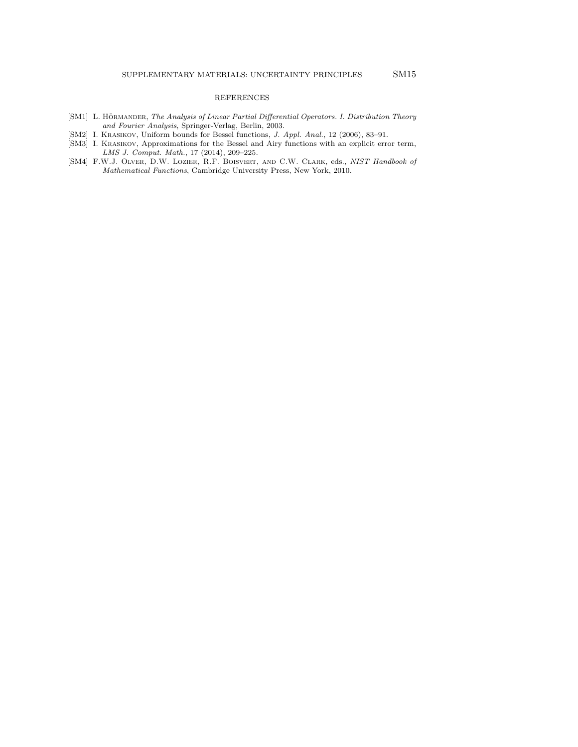## REFERENCES

- [SM1] L. Hörmander, *The Analysis of Linear Partial Differential Operators. I. Distribution Theory and Fourier Analysis*, Springer-Verlag, Berlin, 2003.
- [SM2] I. Krasikov, Uniform bounds for Bessel functions, *J. Appl. Anal.*, 12 (2006), 83–91.
- [SM3] I. Krasikov, Approximations for the Bessel and Airy functions with an explicit error term, *LMS J. Comput. Math.*, 17 (2014), 209–225.
- [SM4] F.W.J. Olver, D.W. Lozier, R.F. Boisvert, and C.W. Clark, eds., *NIST Handbook of Mathematical Functions*, Cambridge University Press, New York, 2010.